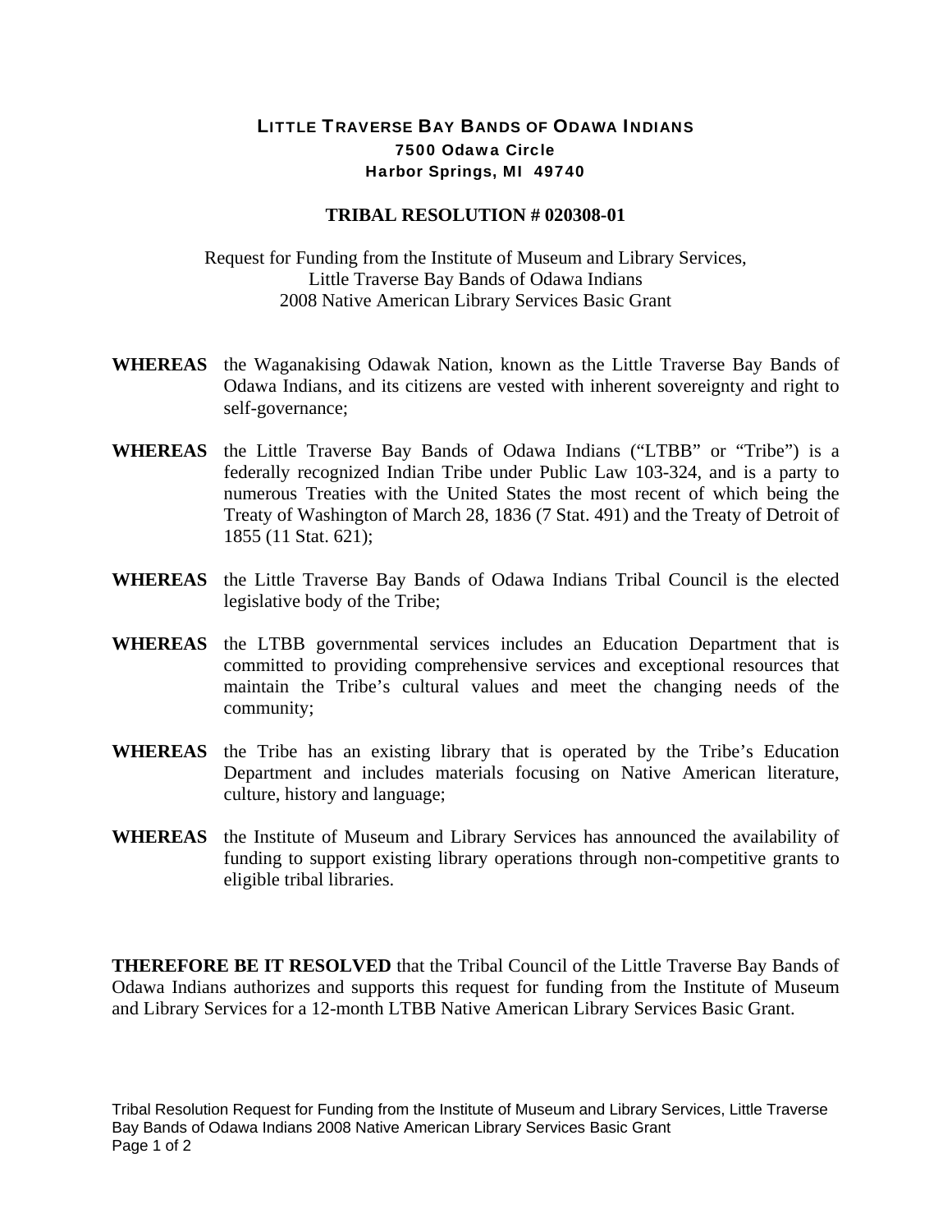# LITTLE TRAVERSE BAY BANDS OF ODAWA INDIANS

**7500 Odawa Circle**
**Harbor Springs, MI 49740**

## TRIBAL RESOLUTION # 020308-01

Request for Funding from the Institute of Museum and Library Services,
Little Traverse Bay Bands of Odawa Indians
2008 Native American Library Services Basic Grant

**WHEREAS** the Waganakising Odawak Nation, known as the Little Traverse Bay Bands of Odawa Indians, and its citizens are vested with inherent sovereignty and right to self-governance;

**WHEREAS** the Little Traverse Bay Bands of Odawa Indians ("LTBB" or "Tribe") is a federally recognized Indian Tribe under Public Law 103-324, and is a party to numerous Treaties with the United States the most recent of which being the Treaty of Washington of March 28, 1836 (7 Stat. 491) and the Treaty of Detroit of 1855 (11 Stat. 621);

**WHEREAS** the Little Traverse Bay Bands of Odawa Indians Tribal Council is the elected legislative body of the Tribe;

**WHEREAS** the LTBB governmental services includes an Education Department that is committed to providing comprehensive services and exceptional resources that maintain the Tribe's cultural values and meet the changing needs of the community;

**WHEREAS** the Tribe has an existing library that is operated by the Tribe's Education Department and includes materials focusing on Native American literature, culture, history and language;

**WHEREAS** the Institute of Museum and Library Services has announced the availability of funding to support existing library operations through non-competitive grants to eligible tribal libraries.

**THEREFORE BE IT RESOLVED** that the Tribal Council of the Little Traverse Bay Bands of Odawa Indians authorizes and supports this request for funding from the Institute of Museum and Library Services for a 12-month LTBB Native American Library Services Basic Grant.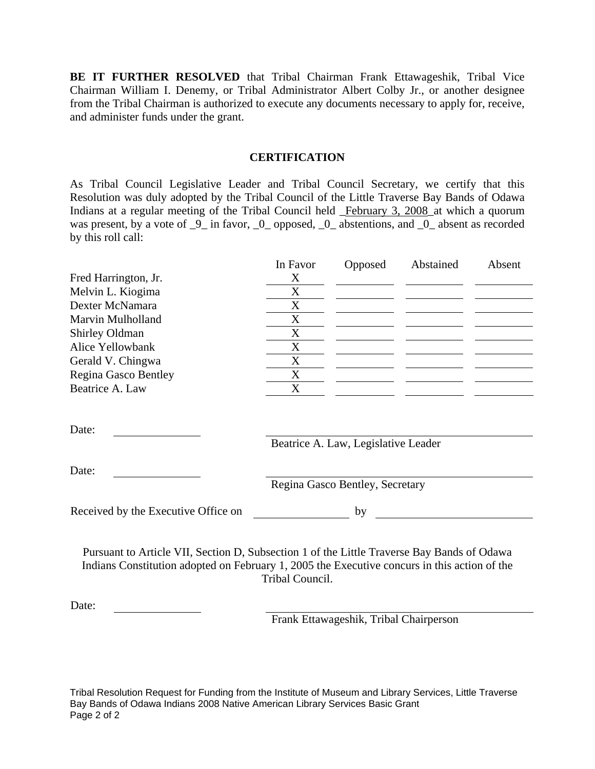**BE IT FURTHER RESOLVED** that Tribal Chairman Frank Ettawageshik, Tribal Vice Chairman William I. Denemy, or Tribal Administrator Albert Colby Jr., or another designee from the Tribal Chairman is authorized to execute any documents necessary to apply for, receive, and administer funds under the grant.

## CERTIFICATION

As Tribal Council Legislative Leader and Tribal Council Secretary, we certify that this Resolution was duly adopted by the Tribal Council of the Little Traverse Bay Bands of Odawa Indians at a regular meeting of the Tribal Council held _February 3, 2008_at which a quorum was present, by a vote of _9_ in favor, _0_ opposed, _0_ abstentions, and _0_ absent as recorded by this roll call:

| | In Favor | Opposed | Abstained | Absent |
|---|---|---|---|---|
| Fred Harrington, Jr. | X | | | |
| Melvin L. Kiogima | X | | | |
| Dexter McNamara | X | | | |
| Marvin Mulholland | X | | | |
| Shirley Oldman | X | | | |
| Alice Yellowbank | X | | | |
| Gerald V. Chingwa | X | | | |
| Regina Gasco Bentley | X | | | |
| Beatrice A. Law | X | | | |

Date: ______________ ______________________________
Beatrice A. Law, Legislative Leader

Date: ______________ ______________________________
Regina Gasco Bentley, Secretary

Received by the Executive Office on ______________ by ______________________

Pursuant to Article VII, Section D, Subsection 1 of the Little Traverse Bay Bands of Odawa Indians Constitution adopted on February 1, 2005 the Executive concurs in this action of the Tribal Council.

Date: ______________ ______________________________
Frank Ettawageshik, Tribal Chairperson

Tribal Resolution Request for Funding from the Institute of Museum and Library Services, Little Traverse Bay Bands of Odawa Indians 2008 Native American Library Services Basic Grant